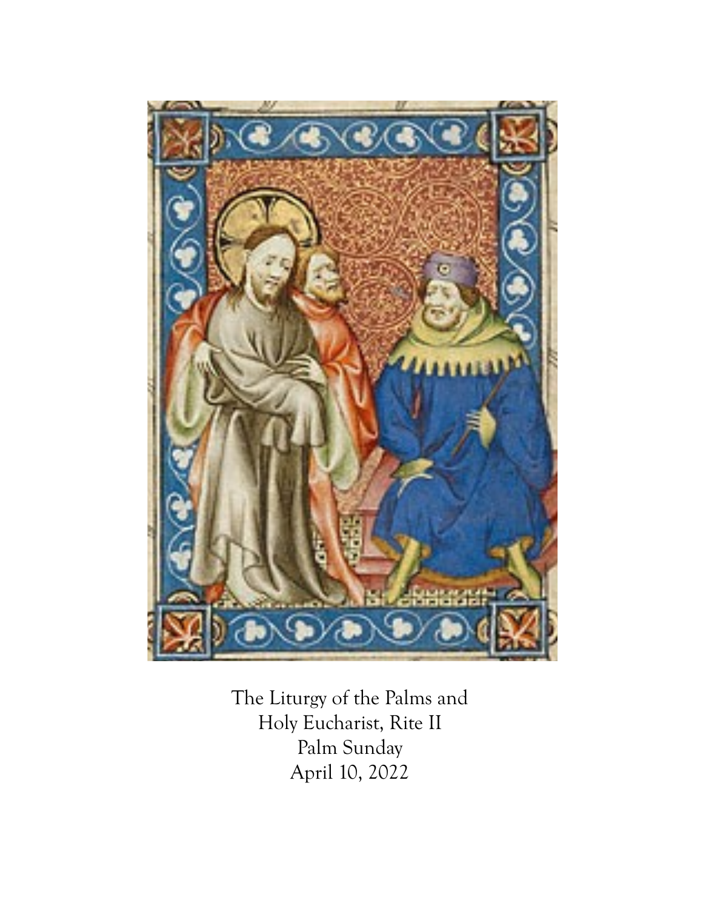The Liturgy of the Palms and
Holy Eucharist, Rite II
Palm Sunday
April 10, 2022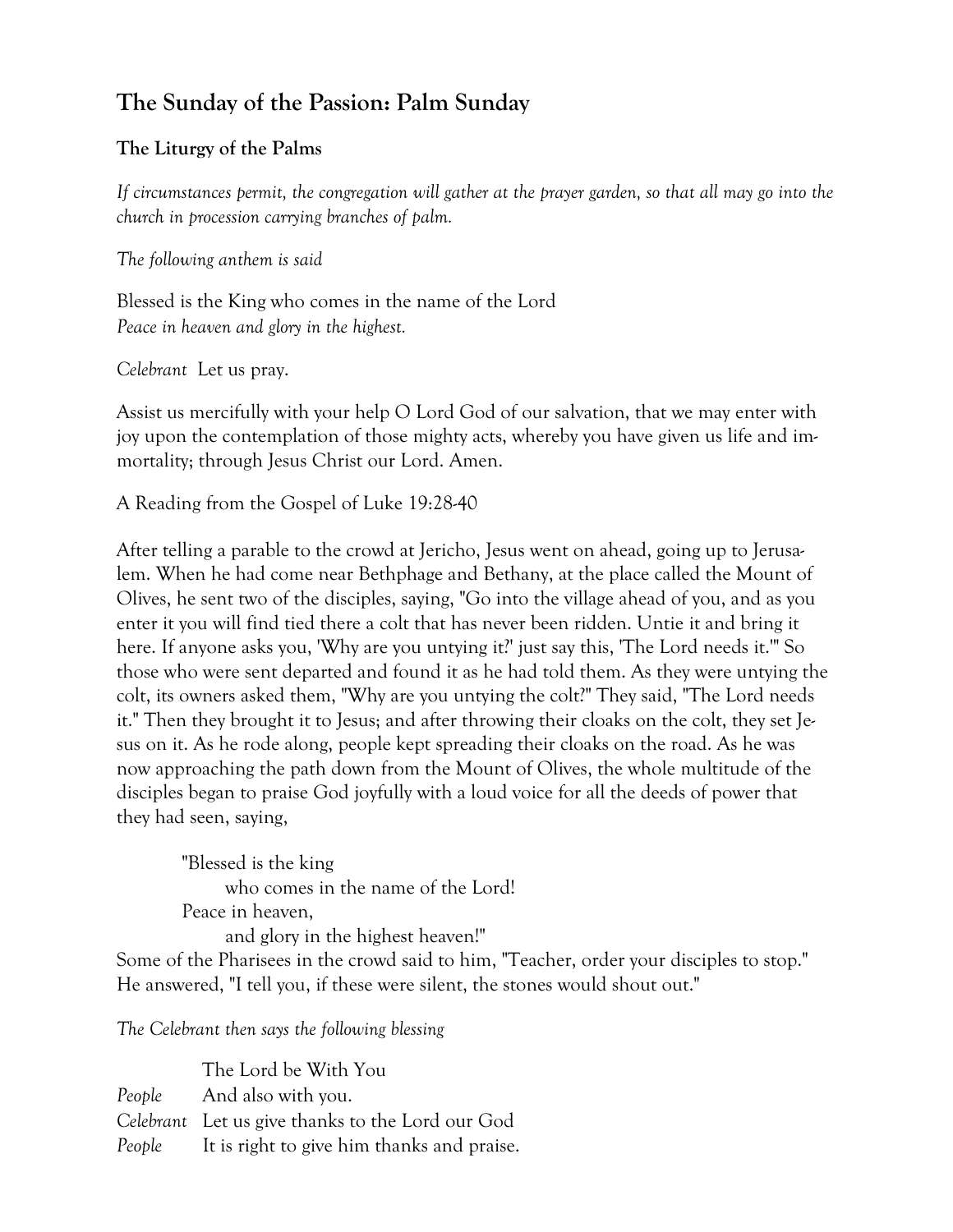## The Sunday of the Passion: Palm Sunday

### The Liturgy of the Palms

*If circumstances permit, the congregation will gather at the prayer garden, so that all may go into the church in procession carrying branches of palm.*

*The following anthem is said*

Blessed is the King who comes in the name of the Lord
*Peace in heaven and glory in the highest.*

*Celebrant* Let us pray.

Assist us mercifully with your help O Lord God of our salvation, that we may enter with joy upon the contemplation of those mighty acts, whereby you have given us life and immortality; through Jesus Christ our Lord. Amen.

A Reading from the Gospel of Luke 19:28-40

After telling a parable to the crowd at Jericho, Jesus went on ahead, going up to Jerusalem. When he had come near Bethphage and Bethany, at the place called the Mount of Olives, he sent two of the disciples, saying, "Go into the village ahead of you, and as you enter it you will find tied there a colt that has never been ridden. Untie it and bring it here. If anyone asks you, 'Why are you untying it?' just say this, 'The Lord needs it.'" So those who were sent departed and found it as he had told them. As they were untying the colt, its owners asked them, "Why are you untying the colt?" They said, "The Lord needs it." Then they brought it to Jesus; and after throwing their cloaks on the colt, they set Jesus on it. As he rode along, people kept spreading their cloaks on the road. As he was now approaching the path down from the Mount of Olives, the whole multitude of the disciples began to praise God joyfully with a loud voice for all the deeds of power that they had seen, saying,

> "Blessed is the king
> who comes in the name of the Lord!
> Peace in heaven,
> and glory in the highest heaven!"

Some of the Pharisees in the crowd said to him, "Teacher, order your disciples to stop." He answered, "I tell you, if these were silent, the stones would shout out."

*The Celebrant then says the following blessing*

The Lord be With You
*People* And also with you.
*Celebrant* Let us give thanks to the Lord our God
*People* It is right to give him thanks and praise.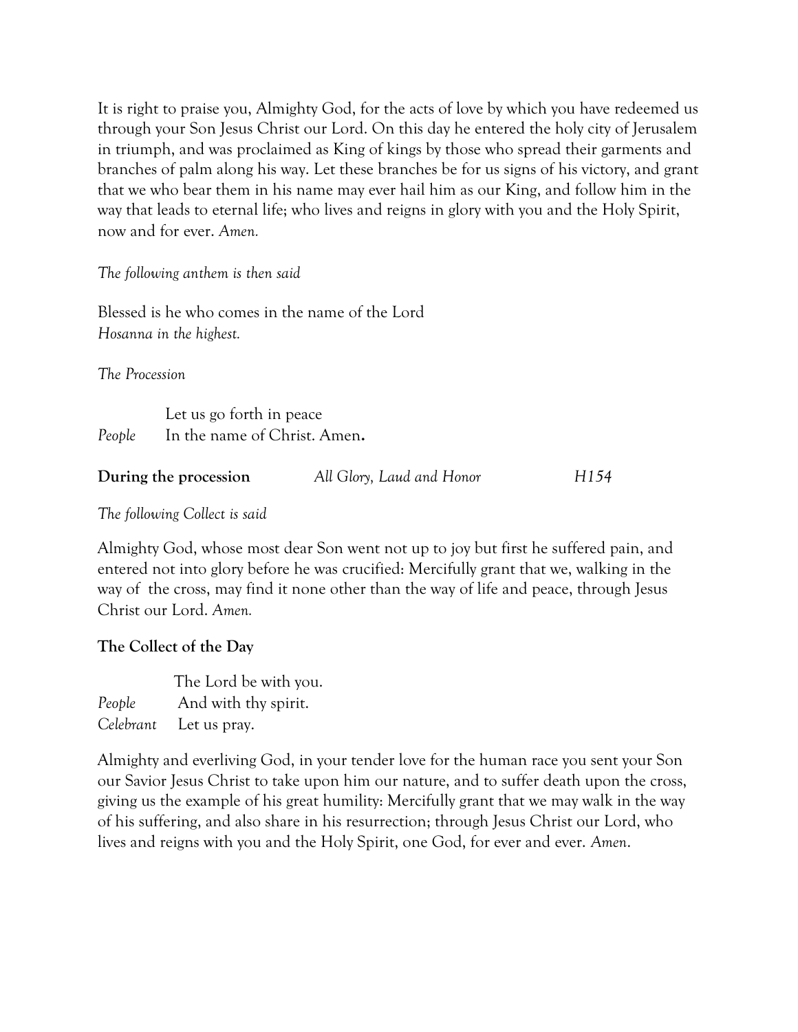It is right to praise you, Almighty God, for the acts of love by which you have redeemed us through your Son Jesus Christ our Lord. On this day he entered the holy city of Jerusalem in triumph, and was proclaimed as King of kings by those who spread their garments and branches of palm along his way. Let these branches be for us signs of his victory, and grant that we who bear them in his name may ever hail him as our King, and follow him in the way that leads to eternal life; who lives and reigns in glory with you and the Holy Spirit, now and for ever. *Amen.*

*The following anthem is then said*

Blessed is he who comes in the name of the Lord
*Hosanna in the highest.*

*The Procession*

Let us go forth in peace
*People* In the name of Christ. Amen**.**

**During the procession** *All Glory, Laud and Honor* *H154*

*The following Collect is said*

Almighty God, whose most dear Son went not up to joy but first he suffered pain, and entered not into glory before he was crucified: Mercifully grant that we, walking in the way of the cross, may find it none other than the way of life and peace, through Jesus Christ our Lord. *Amen.*

**The Collect of the Day**

The Lord be with you.
*People* And with thy spirit.
*Celebrant* Let us pray.

Almighty and everliving God, in your tender love for the human race you sent your Son our Savior Jesus Christ to take upon him our nature, and to suffer death upon the cross, giving us the example of his great humility: Mercifully grant that we may walk in the way of his suffering, and also share in his resurrection; through Jesus Christ our Lord, who lives and reigns with you and the Holy Spirit, one God, for ever and ever. *Amen*.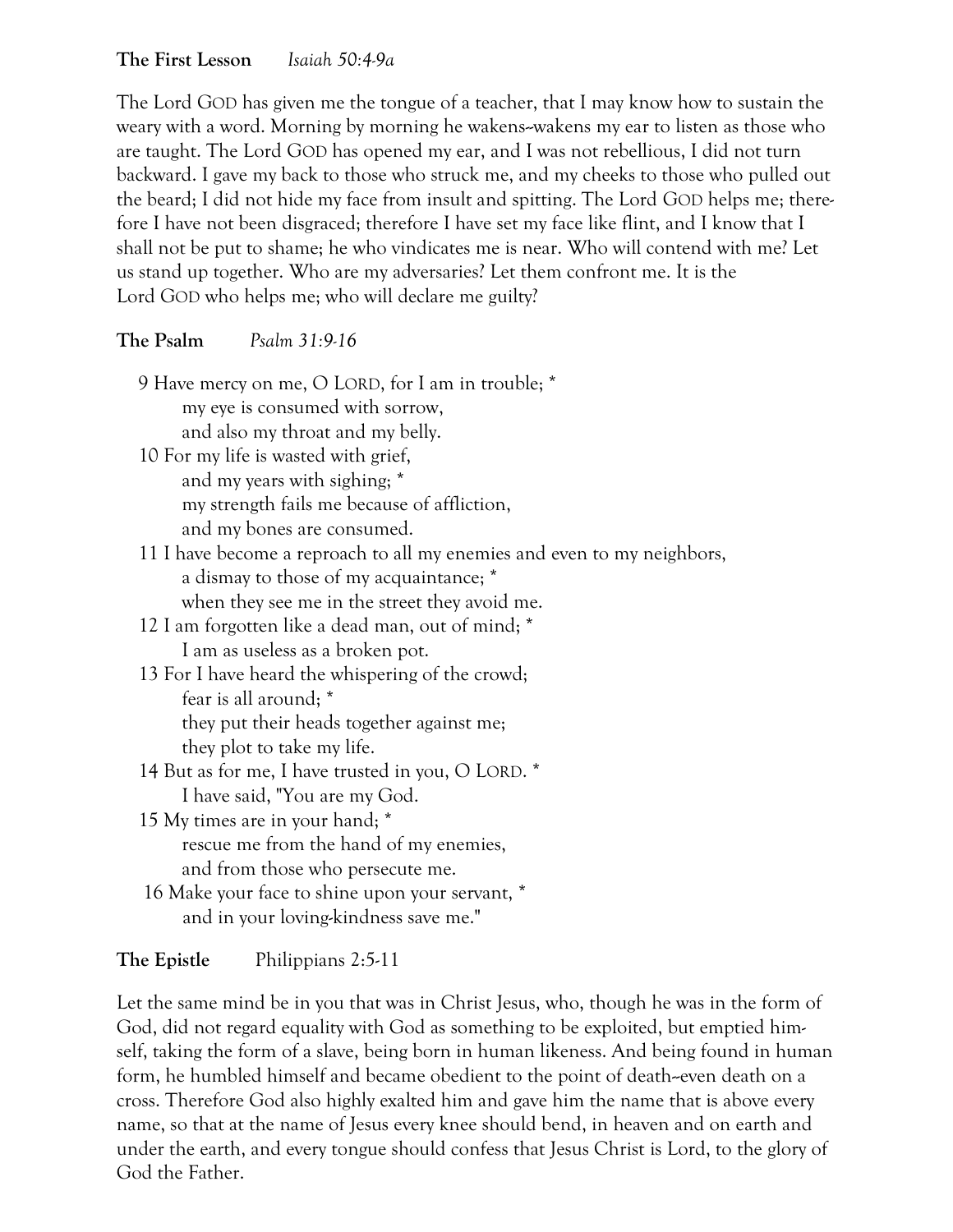**The First Lesson** *Isaiah 50:4-9a*

The Lord GOD has given me the tongue of a teacher, that I may know how to sustain the weary with a word. Morning by morning he wakens--wakens my ear to listen as those who are taught. The Lord GOD has opened my ear, and I was not rebellious, I did not turn backward. I gave my back to those who struck me, and my cheeks to those who pulled out the beard; I did not hide my face from insult and spitting. The Lord GOD helps me; therefore I have not been disgraced; therefore I have set my face like flint, and I know that I shall not be put to shame; he who vindicates me is near. Who will contend with me? Let us stand up together. Who are my adversaries? Let them confront me. It is the Lord GOD who helps me; who will declare me guilty?

**The Psalm** *Psalm 31:9-16*

9 Have mercy on me, O LORD, for I am in trouble; *
  my eye is consumed with sorrow,
  and also my throat and my belly.
10 For my life is wasted with grief,
  and my years with sighing; *
  my strength fails me because of affliction,
  and my bones are consumed.
11 I have become a reproach to all my enemies and even to my neighbors,
  a dismay to those of my acquaintance; *
  when they see me in the street they avoid me.
12 I am forgotten like a dead man, out of mind; *
  I am as useless as a broken pot.
13 For I have heard the whispering of the crowd;
  fear is all around; *
  they put their heads together against me;
  they plot to take my life.
14 But as for me, I have trusted in you, O LORD. *
  I have said, "You are my God.
15 My times are in your hand; *
  rescue me from the hand of my enemies,
  and from those who persecute me.
16 Make your face to shine upon your servant, *
  and in your loving-kindness save me."

**The Epistle** Philippians 2:5-11

Let the same mind be in you that was in Christ Jesus, who, though he was in the form of God, did not regard equality with God as something to be exploited, but emptied himself, taking the form of a slave, being born in human likeness. And being found in human form, he humbled himself and became obedient to the point of death--even death on a cross. Therefore God also highly exalted him and gave him the name that is above every name, so that at the name of Jesus every knee should bend, in heaven and on earth and under the earth, and every tongue should confess that Jesus Christ is Lord, to the glory of God the Father.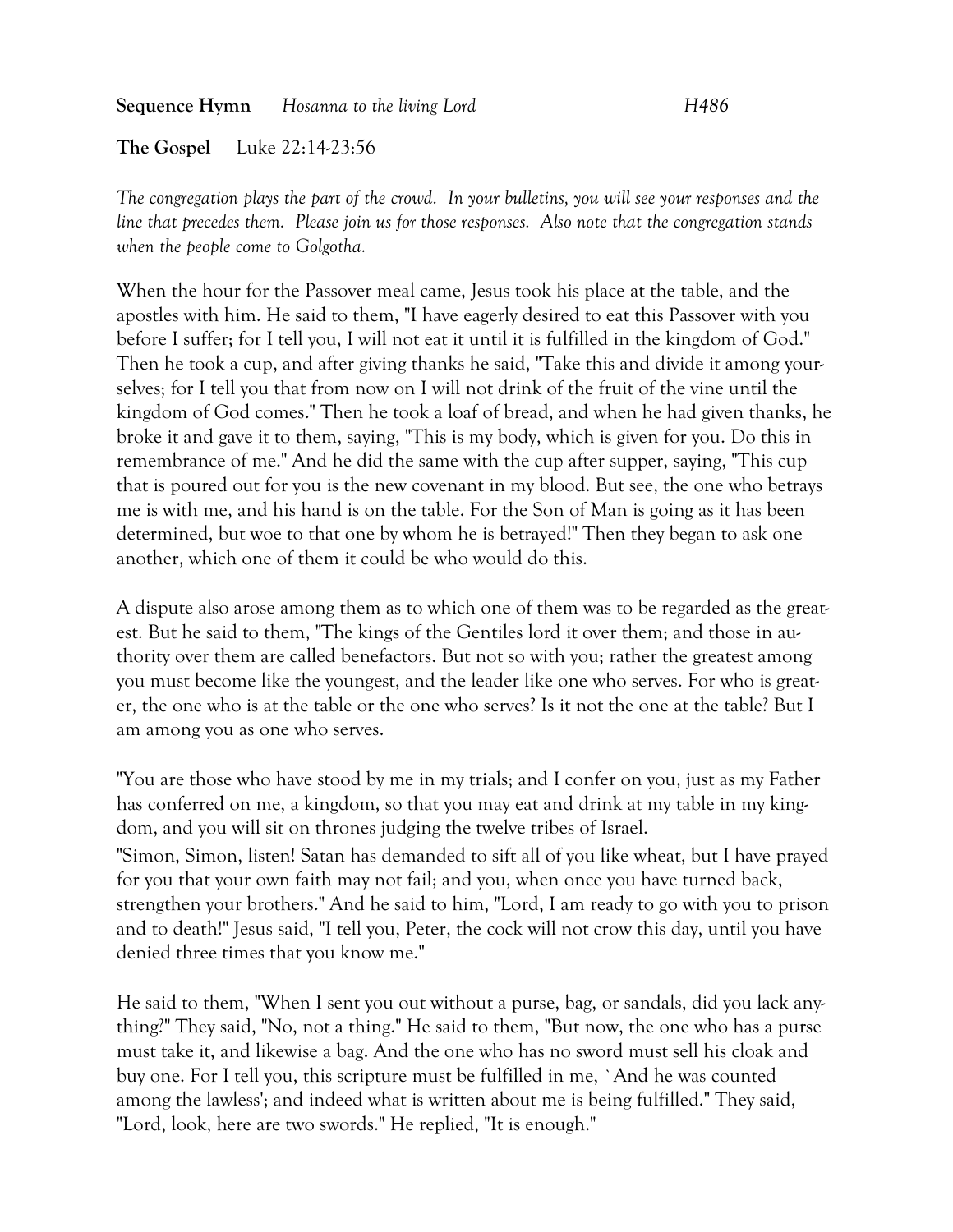**Sequence Hymn** *Hosanna to the living Lord* *H486*

**The Gospel** Luke 22:14-23:56

*The congregation plays the part of the crowd. In your bulletins, you will see your responses and the line that precedes them. Please join us for those responses. Also note that the congregation stands when the people come to Golgotha.*

When the hour for the Passover meal came, Jesus took his place at the table, and the apostles with him. He said to them, "I have eagerly desired to eat this Passover with you before I suffer; for I tell you, I will not eat it until it is fulfilled in the kingdom of God." Then he took a cup, and after giving thanks he said, "Take this and divide it among yourselves; for I tell you that from now on I will not drink of the fruit of the vine until the kingdom of God comes." Then he took a loaf of bread, and when he had given thanks, he broke it and gave it to them, saying, "This is my body, which is given for you. Do this in remembrance of me." And he did the same with the cup after supper, saying, "This cup that is poured out for you is the new covenant in my blood. But see, the one who betrays me is with me, and his hand is on the table. For the Son of Man is going as it has been determined, but woe to that one by whom he is betrayed!" Then they began to ask one another, which one of them it could be who would do this.

A dispute also arose among them as to which one of them was to be regarded as the greatest. But he said to them, "The kings of the Gentiles lord it over them; and those in authority over them are called benefactors. But not so with you; rather the greatest among you must become like the youngest, and the leader like one who serves. For who is greater, the one who is at the table or the one who serves? Is it not the one at the table? But I am among you as one who serves.

"You are those who have stood by me in my trials; and I confer on you, just as my Father has conferred on me, a kingdom, so that you may eat and drink at my table in my kingdom, and you will sit on thrones judging the twelve tribes of Israel.

"Simon, Simon, listen! Satan has demanded to sift all of you like wheat, but I have prayed for you that your own faith may not fail; and you, when once you have turned back, strengthen your brothers." And he said to him, "Lord, I am ready to go with you to prison and to death!" Jesus said, "I tell you, Peter, the cock will not crow this day, until you have denied three times that you know me."

He said to them, "When I sent you out without a purse, bag, or sandals, did you lack anything?" They said, "No, not a thing." He said to them, "But now, the one who has a purse must take it, and likewise a bag. And the one who has no sword must sell his cloak and buy one. For I tell you, this scripture must be fulfilled in me, `And he was counted among the lawless'; and indeed what is written about me is being fulfilled." They said, "Lord, look, here are two swords." He replied, "It is enough."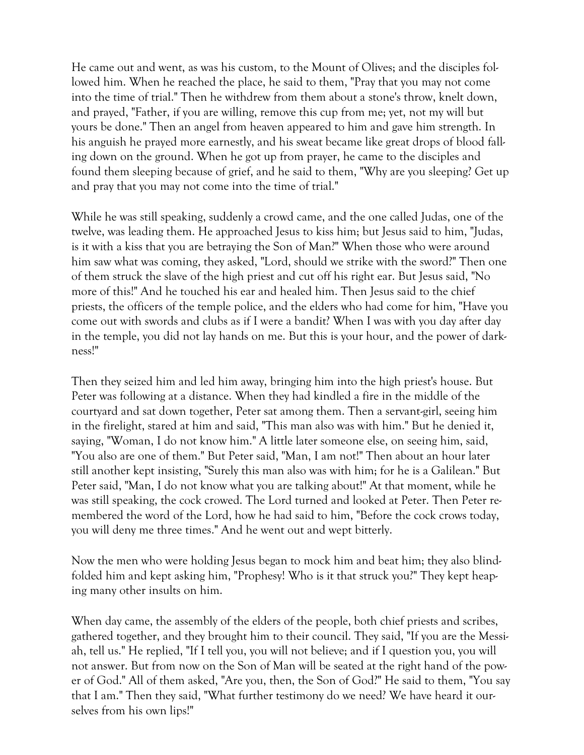He came out and went, as was his custom, to the Mount of Olives; and the disciples followed him. When he reached the place, he said to them, "Pray that you may not come into the time of trial." Then he withdrew from them about a stone's throw, knelt down, and prayed, "Father, if you are willing, remove this cup from me; yet, not my will but yours be done." Then an angel from heaven appeared to him and gave him strength. In his anguish he prayed more earnestly, and his sweat became like great drops of blood falling down on the ground. When he got up from prayer, he came to the disciples and found them sleeping because of grief, and he said to them, "Why are you sleeping? Get up and pray that you may not come into the time of trial."

While he was still speaking, suddenly a crowd came, and the one called Judas, one of the twelve, was leading them. He approached Jesus to kiss him; but Jesus said to him, "Judas, is it with a kiss that you are betraying the Son of Man?" When those who were around him saw what was coming, they asked, "Lord, should we strike with the sword?" Then one of them struck the slave of the high priest and cut off his right ear. But Jesus said, "No more of this!" And he touched his ear and healed him. Then Jesus said to the chief priests, the officers of the temple police, and the elders who had come for him, "Have you come out with swords and clubs as if I were a bandit? When I was with you day after day in the temple, you did not lay hands on me. But this is your hour, and the power of darkness!"

Then they seized him and led him away, bringing him into the high priest's house. But Peter was following at a distance. When they had kindled a fire in the middle of the courtyard and sat down together, Peter sat among them. Then a servant-girl, seeing him in the firelight, stared at him and said, "This man also was with him." But he denied it, saying, "Woman, I do not know him." A little later someone else, on seeing him, said, "You also are one of them." But Peter said, "Man, I am not!" Then about an hour later still another kept insisting, "Surely this man also was with him; for he is a Galilean." But Peter said, "Man, I do not know what you are talking about!" At that moment, while he was still speaking, the cock crowed. The Lord turned and looked at Peter. Then Peter remembered the word of the Lord, how he had said to him, "Before the cock crows today, you will deny me three times." And he went out and wept bitterly.

Now the men who were holding Jesus began to mock him and beat him; they also blindfolded him and kept asking him, "Prophesy! Who is it that struck you?" They kept heaping many other insults on him.

When day came, the assembly of the elders of the people, both chief priests and scribes, gathered together, and they brought him to their council. They said, "If you are the Messiah, tell us." He replied, "If I tell you, you will not believe; and if I question you, you will not answer. But from now on the Son of Man will be seated at the right hand of the power of God." All of them asked, "Are you, then, the Son of God?" He said to them, "You say that I am." Then they said, "What further testimony do we need? We have heard it ourselves from his own lips!"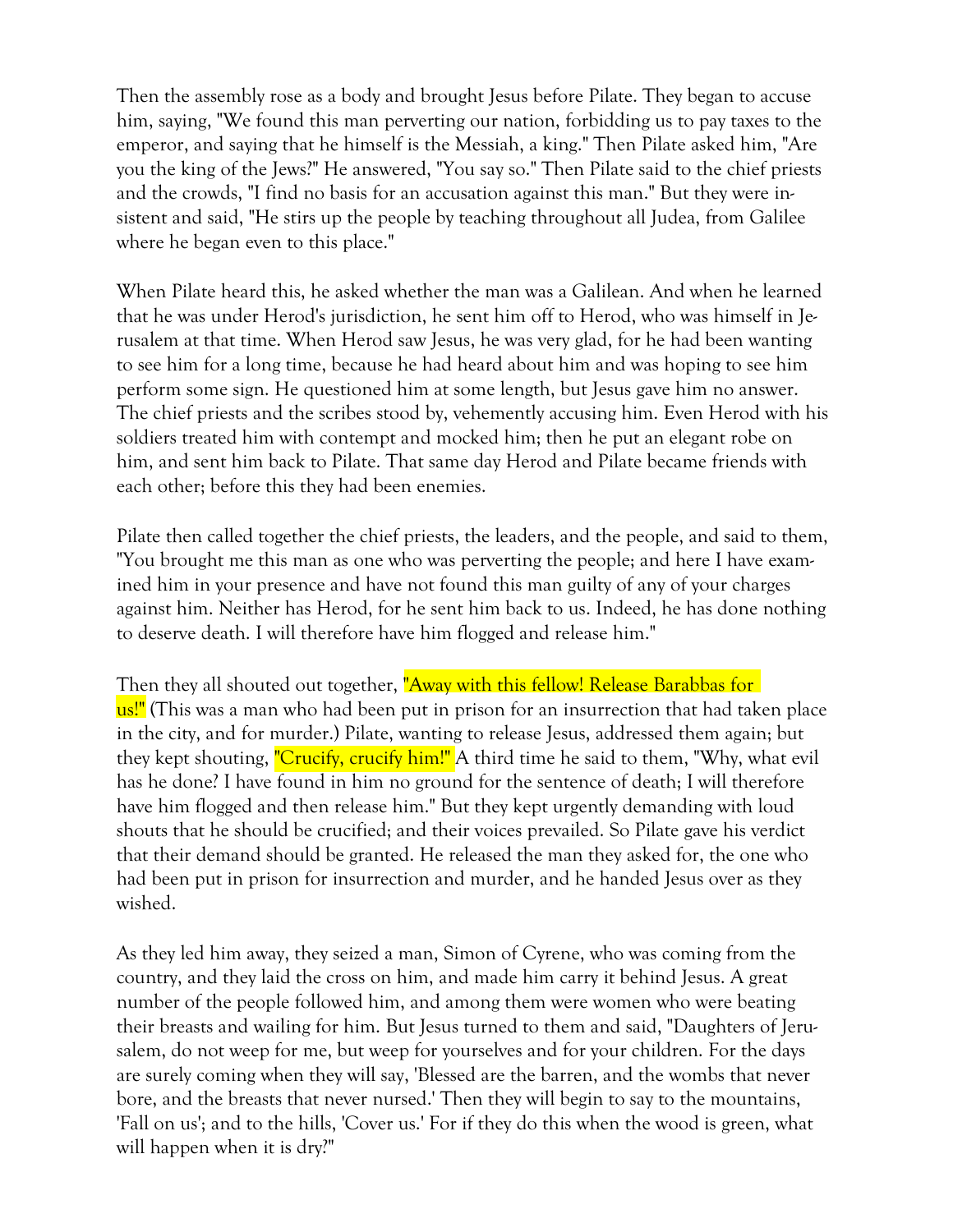Then the assembly rose as a body and brought Jesus before Pilate. They began to accuse him, saying, "We found this man perverting our nation, forbidding us to pay taxes to the emperor, and saying that he himself is the Messiah, a king." Then Pilate asked him, "Are you the king of the Jews?" He answered, "You say so." Then Pilate said to the chief priests and the crowds, "I find no basis for an accusation against this man." But they were insistent and said, "He stirs up the people by teaching throughout all Judea, from Galilee where he began even to this place."

When Pilate heard this, he asked whether the man was a Galilean. And when he learned that he was under Herod's jurisdiction, he sent him off to Herod, who was himself in Jerusalem at that time. When Herod saw Jesus, he was very glad, for he had been wanting to see him for a long time, because he had heard about him and was hoping to see him perform some sign. He questioned him at some length, but Jesus gave him no answer. The chief priests and the scribes stood by, vehemently accusing him. Even Herod with his soldiers treated him with contempt and mocked him; then he put an elegant robe on him, and sent him back to Pilate. That same day Herod and Pilate became friends with each other; before this they had been enemies.

Pilate then called together the chief priests, the leaders, and the people, and said to them, "You brought me this man as one who was perverting the people; and here I have examined him in your presence and have not found this man guilty of any of your charges against him. Neither has Herod, for he sent him back to us. Indeed, he has done nothing to deserve death. I will therefore have him flogged and release him."

Then they all shouted out together, "Away with this fellow! Release Barabbas for us!" (This was a man who had been put in prison for an insurrection that had taken place in the city, and for murder.) Pilate, wanting to release Jesus, addressed them again; but they kept shouting, "Crucify, crucify him!" A third time he said to them, "Why, what evil has he done? I have found in him no ground for the sentence of death; I will therefore have him flogged and then release him." But they kept urgently demanding with loud shouts that he should be crucified; and their voices prevailed. So Pilate gave his verdict that their demand should be granted. He released the man they asked for, the one who had been put in prison for insurrection and murder, and he handed Jesus over as they wished.

As they led him away, they seized a man, Simon of Cyrene, who was coming from the country, and they laid the cross on him, and made him carry it behind Jesus. A great number of the people followed him, and among them were women who were beating their breasts and wailing for him. But Jesus turned to them and said, "Daughters of Jerusalem, do not weep for me, but weep for yourselves and for your children. For the days are surely coming when they will say, 'Blessed are the barren, and the wombs that never bore, and the breasts that never nursed.' Then they will begin to say to the mountains, 'Fall on us'; and to the hills, 'Cover us.' For if they do this when the wood is green, what will happen when it is dry?"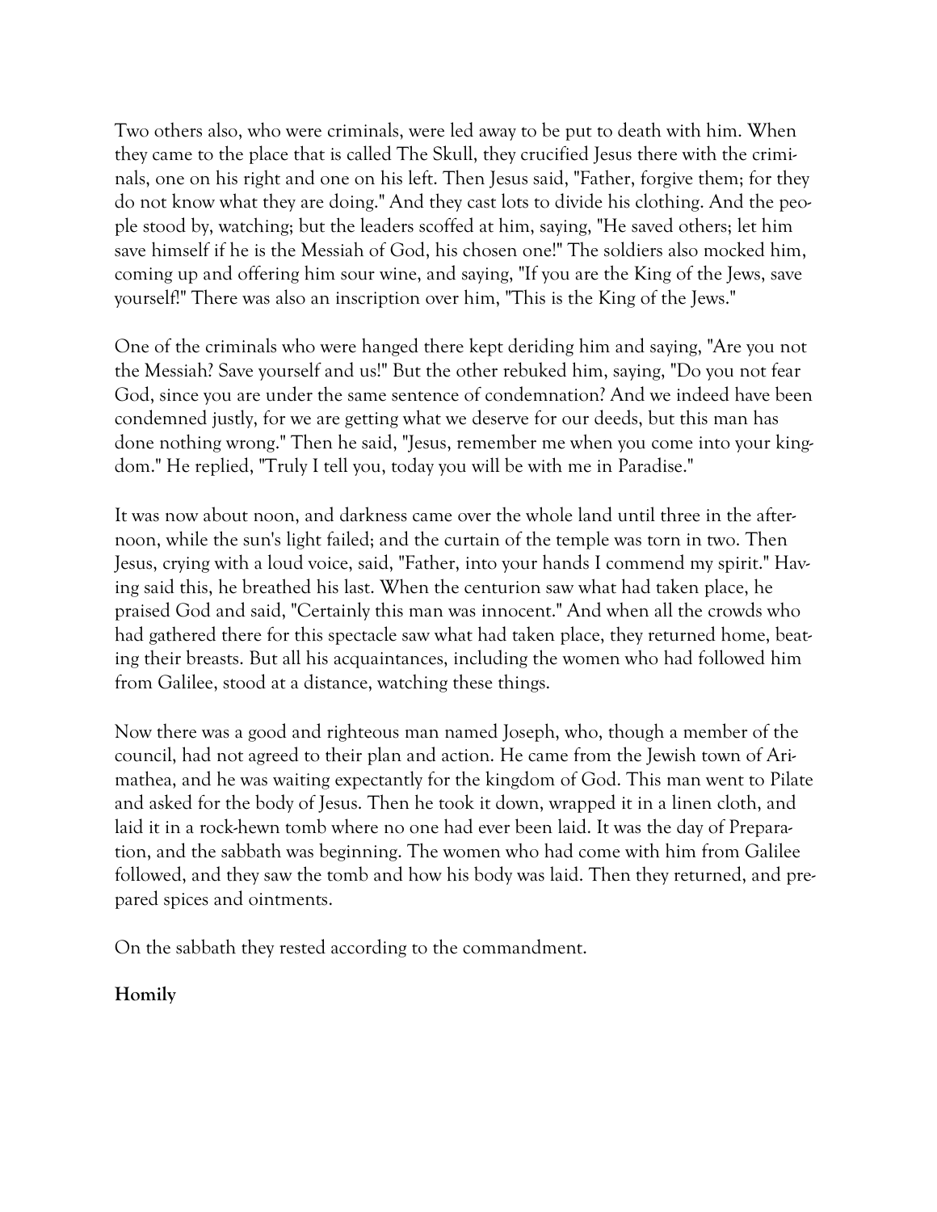Two others also, who were criminals, were led away to be put to death with him. When they came to the place that is called The Skull, they crucified Jesus there with the criminals, one on his right and one on his left. Then Jesus said, "Father, forgive them; for they do not know what they are doing." And they cast lots to divide his clothing. And the people stood by, watching; but the leaders scoffed at him, saying, "He saved others; let him save himself if he is the Messiah of God, his chosen one!" The soldiers also mocked him, coming up and offering him sour wine, and saying, "If you are the King of the Jews, save yourself!" There was also an inscription over him, "This is the King of the Jews."

One of the criminals who were hanged there kept deriding him and saying, "Are you not the Messiah? Save yourself and us!" But the other rebuked him, saying, "Do you not fear God, since you are under the same sentence of condemnation? And we indeed have been condemned justly, for we are getting what we deserve for our deeds, but this man has done nothing wrong." Then he said, "Jesus, remember me when you come into your kingdom." He replied, "Truly I tell you, today you will be with me in Paradise."

It was now about noon, and darkness came over the whole land until three in the afternoon, while the sun's light failed; and the curtain of the temple was torn in two. Then Jesus, crying with a loud voice, said, "Father, into your hands I commend my spirit." Having said this, he breathed his last. When the centurion saw what had taken place, he praised God and said, "Certainly this man was innocent." And when all the crowds who had gathered there for this spectacle saw what had taken place, they returned home, beating their breasts. But all his acquaintances, including the women who had followed him from Galilee, stood at a distance, watching these things.

Now there was a good and righteous man named Joseph, who, though a member of the council, had not agreed to their plan and action. He came from the Jewish town of Arimathea, and he was waiting expectantly for the kingdom of God. This man went to Pilate and asked for the body of Jesus. Then he took it down, wrapped it in a linen cloth, and laid it in a rock-hewn tomb where no one had ever been laid. It was the day of Preparation, and the sabbath was beginning. The women who had come with him from Galilee followed, and they saw the tomb and how his body was laid. Then they returned, and prepared spices and ointments.

On the sabbath they rested according to the commandment.

**Homily**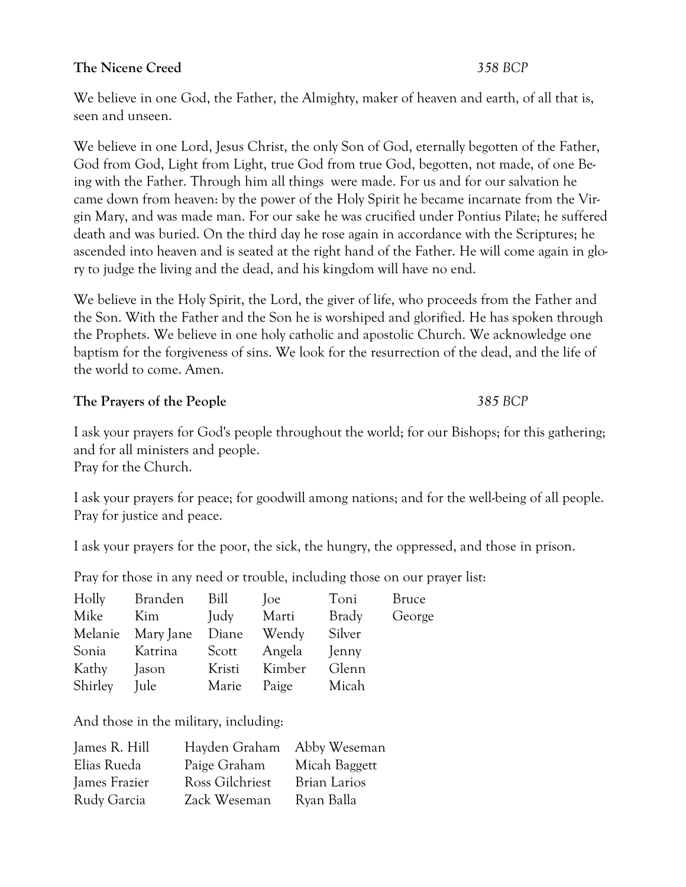**The Nicene Creed** *358 BCP*

We believe in one God, the Father, the Almighty, maker of heaven and earth, of all that is, seen and unseen.

We believe in one Lord, Jesus Christ, the only Son of God, eternally begotten of the Father, God from God, Light from Light, true God from true God, begotten, not made, of one Being with the Father. Through him all things were made. For us and for our salvation he came down from heaven: by the power of the Holy Spirit he became incarnate from the Virgin Mary, and was made man. For our sake he was crucified under Pontius Pilate; he suffered death and was buried. On the third day he rose again in accordance with the Scriptures; he ascended into heaven and is seated at the right hand of the Father. He will come again in glory to judge the living and the dead, and his kingdom will have no end.

We believe in the Holy Spirit, the Lord, the giver of life, who proceeds from the Father and the Son. With the Father and the Son he is worshiped and glorified. He has spoken through the Prophets. We believe in one holy catholic and apostolic Church. We acknowledge one baptism for the forgiveness of sins. We look for the resurrection of the dead, and the life of the world to come. Amen.

**The Prayers of the People** *385 BCP*

I ask your prayers for God's people throughout the world; for our Bishops; for this gathering; and for all ministers and people.
Pray for the Church.

I ask your prayers for peace; for goodwill among nations; and for the well-being of all people.
Pray for justice and peace.

I ask your prayers for the poor, the sick, the hungry, the oppressed, and those in prison.

Pray for those in any need or trouble, including those on our prayer list:

| | | | | | |
|---|---|---|---|---|---|
| Holly | Branden | Bill | Joe | Toni | Bruce |
| Mike | Kim | Judy | Marti | Brady | George |
| Melanie | Mary Jane | Diane | Wendy | Silver | |
| Sonia | Katrina | Scott | Angela | Jenny | |
| Kathy | Jason | Kristi | Kimber | Glenn | |
| Shirley | Jule | Marie | Paige | Micah | |

And those in the military, including:

| | | |
|---|---|---|
| James R. Hill | Hayden Graham | Abby Weseman |
| Elias Rueda | Paige Graham | Micah Baggett |
| James Frazier | Ross Gilchriest | Brian Larios |
| Rudy Garcia | Zack Weseman | Ryan Balla |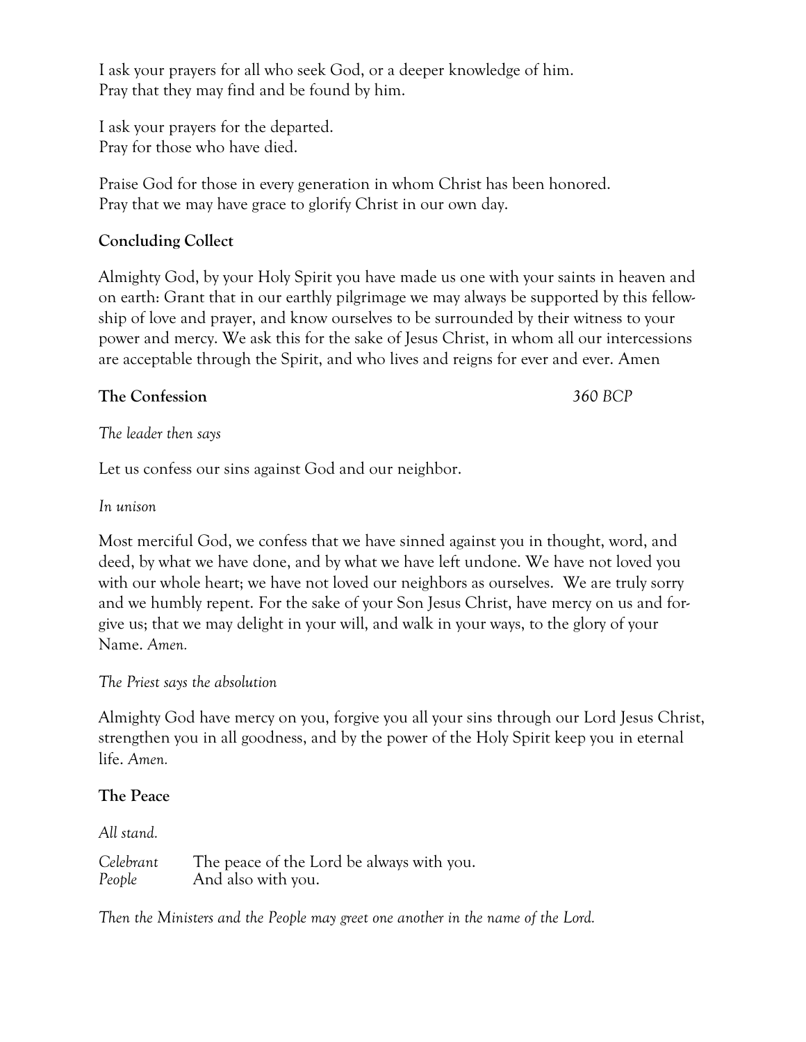I ask your prayers for all who seek God, or a deeper knowledge of him.
Pray that they may find and be found by him.

I ask your prayers for the departed.
Pray for those who have died.

Praise God for those in every generation in whom Christ has been honored.
Pray that we may have grace to glorify Christ in our own day.

**Concluding Collect**

Almighty God, by your Holy Spirit you have made us one with your saints in heaven and on earth: Grant that in our earthly pilgrimage we may always be supported by this fellowship of love and prayer, and know ourselves to be surrounded by their witness to your power and mercy. We ask this for the sake of Jesus Christ, in whom all our intercessions are acceptable through the Spirit, and who lives and reigns for ever and ever. Amen

**The Confession** *360 BCP*

*The leader then says*

Let us confess our sins against God and our neighbor.

*In unison*

Most merciful God, we confess that we have sinned against you in thought, word, and deed, by what we have done, and by what we have left undone. We have not loved you with our whole heart; we have not loved our neighbors as ourselves. We are truly sorry and we humbly repent. For the sake of your Son Jesus Christ, have mercy on us and forgive us; that we may delight in your will, and walk in your ways, to the glory of your Name. *Amen.*

*The Priest says the absolution*

Almighty God have mercy on you, forgive you all your sins through our Lord Jesus Christ, strengthen you in all goodness, and by the power of the Holy Spirit keep you in eternal life. *Amen.*

**The Peace**

*All stand.*

*Celebrant* The peace of the Lord be always with you.
*People* And also with you.

*Then the Ministers and the People may greet one another in the name of the Lord.*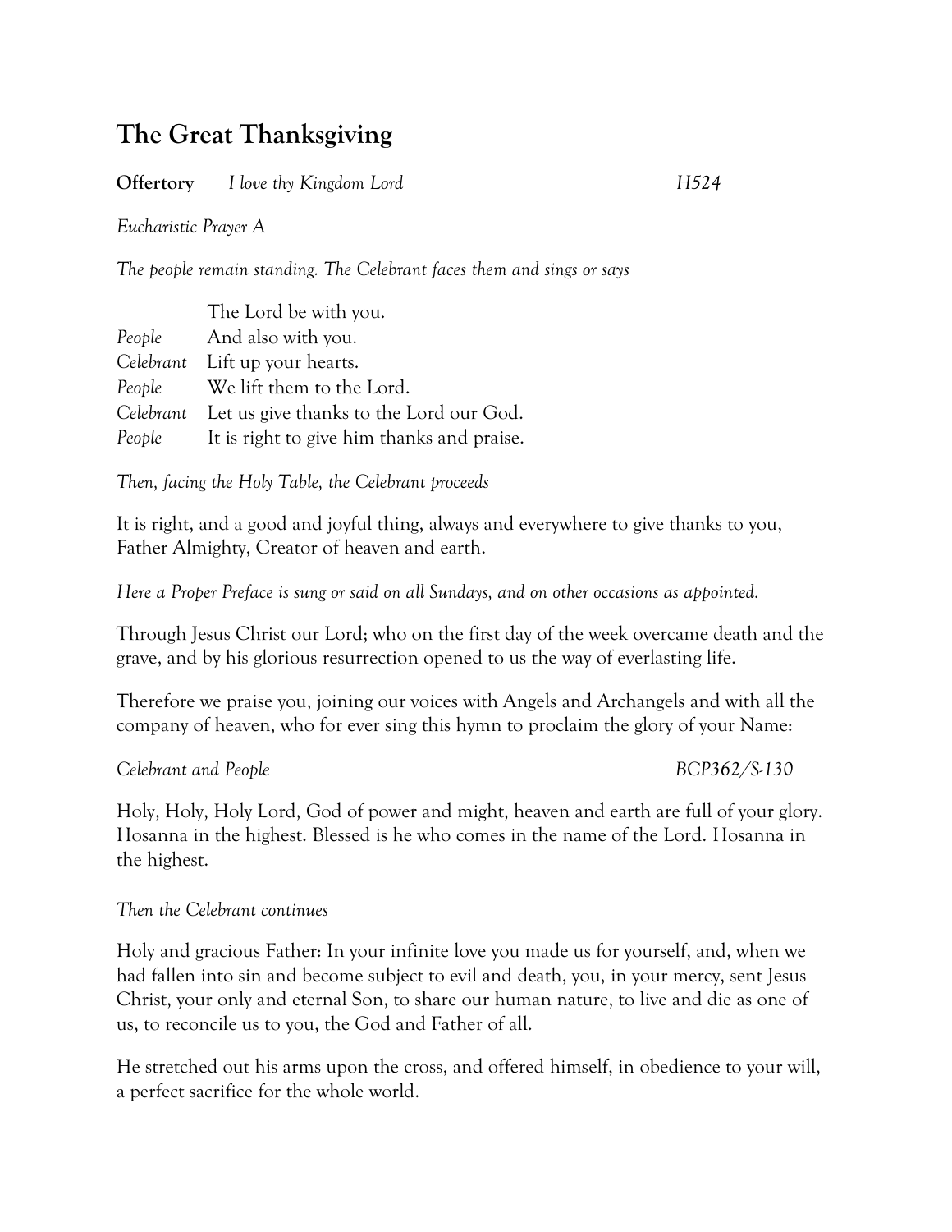# The Great Thanksgiving

**Offertory** *I love thy Kingdom Lord* *H524*

*Eucharistic Prayer A*

*The people remain standing. The Celebrant faces them and sings or says*

The Lord be with you.
*People* And also with you.
*Celebrant* Lift up your hearts.
*People* We lift them to the Lord.
*Celebrant* Let us give thanks to the Lord our God.
*People* It is right to give him thanks and praise.

*Then, facing the Holy Table, the Celebrant proceeds*

It is right, and a good and joyful thing, always and everywhere to give thanks to you, Father Almighty, Creator of heaven and earth.

*Here a Proper Preface is sung or said on all Sundays, and on other occasions as appointed.*

Through Jesus Christ our Lord; who on the first day of the week overcame death and the grave, and by his glorious resurrection opened to us the way of everlasting life.

Therefore we praise you, joining our voices with Angels and Archangels and with all the company of heaven, who for ever sing this hymn to proclaim the glory of your Name:

*Celebrant and People* *BCP362/S-130*

Holy, Holy, Holy Lord, God of power and might, heaven and earth are full of your glory. Hosanna in the highest. Blessed is he who comes in the name of the Lord. Hosanna in the highest.

*Then the Celebrant continues*

Holy and gracious Father: In your infinite love you made us for yourself, and, when we had fallen into sin and become subject to evil and death, you, in your mercy, sent Jesus Christ, your only and eternal Son, to share our human nature, to live and die as one of us, to reconcile us to you, the God and Father of all.

He stretched out his arms upon the cross, and offered himself, in obedience to your will, a perfect sacrifice for the whole world.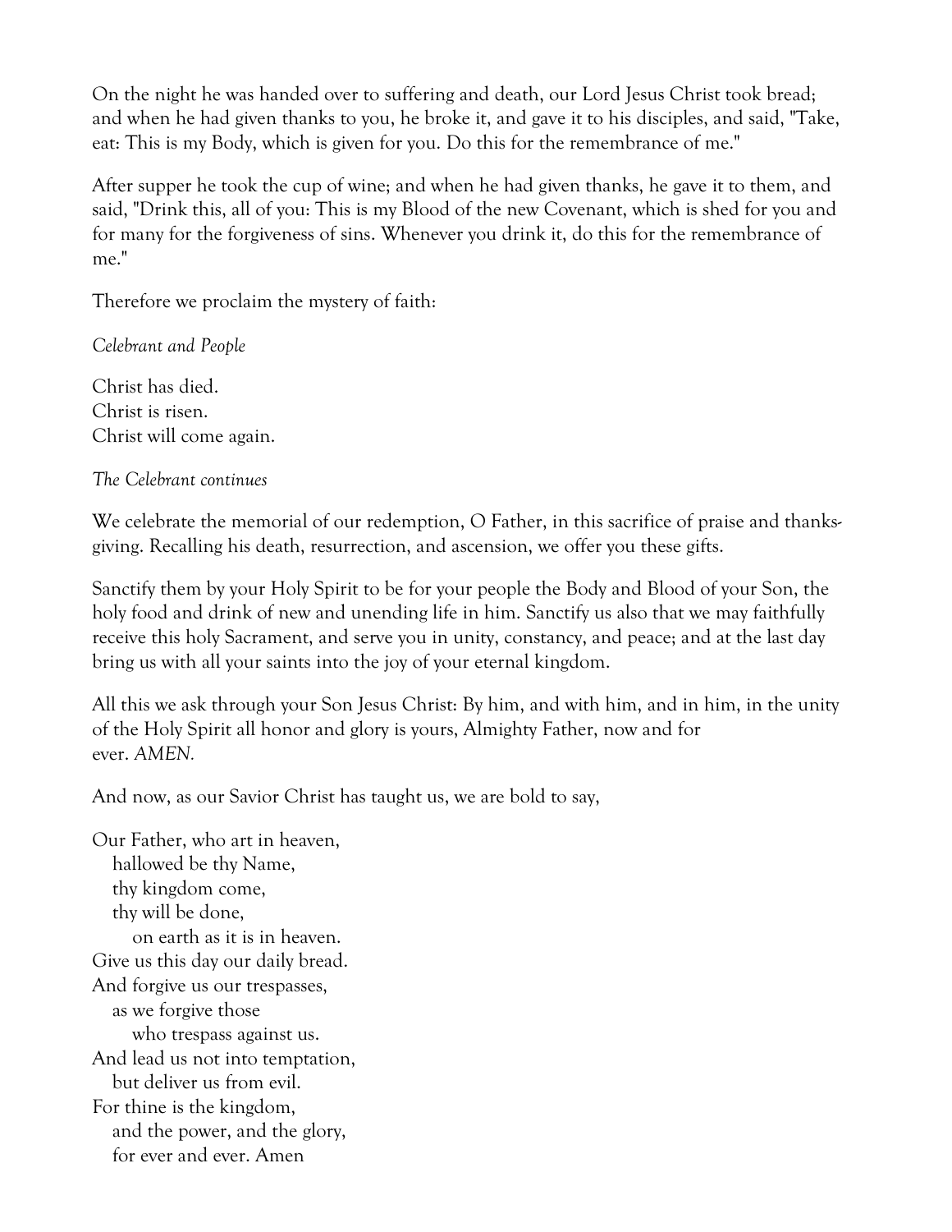On the night he was handed over to suffering and death, our Lord Jesus Christ took bread; and when he had given thanks to you, he broke it, and gave it to his disciples, and said, "Take, eat: This is my Body, which is given for you. Do this for the remembrance of me."

After supper he took the cup of wine; and when he had given thanks, he gave it to them, and said, "Drink this, all of you: This is my Blood of the new Covenant, which is shed for you and for many for the forgiveness of sins. Whenever you drink it, do this for the remembrance of me."

Therefore we proclaim the mystery of faith:

*Celebrant and People*

Christ has died.  
Christ is risen.  
Christ will come again.

*The Celebrant continues*

We celebrate the memorial of our redemption, O Father, in this sacrifice of praise and thanksgiving. Recalling his death, resurrection, and ascension, we offer you these gifts.

Sanctify them by your Holy Spirit to be for your people the Body and Blood of your Son, the holy food and drink of new and unending life in him. Sanctify us also that we may faithfully receive this holy Sacrament, and serve you in unity, constancy, and peace; and at the last day bring us with all your saints into the joy of your eternal kingdom.

All this we ask through your Son Jesus Christ: By him, and with him, and in him, in the unity of the Holy Spirit all honor and glory is yours, Almighty Father, now and for ever. *AMEN.*

And now, as our Savior Christ has taught us, we are bold to say,

Our Father, who art in heaven,  
hallowed be thy Name,  
thy kingdom come,  
thy will be done,  
on earth as it is in heaven.  
Give us this day our daily bread.  
And forgive us our trespasses,  
as we forgive those  
who trespass against us.  
And lead us not into temptation,  
but deliver us from evil.  
For thine is the kingdom,  
and the power, and the glory,  
for ever and ever. Amen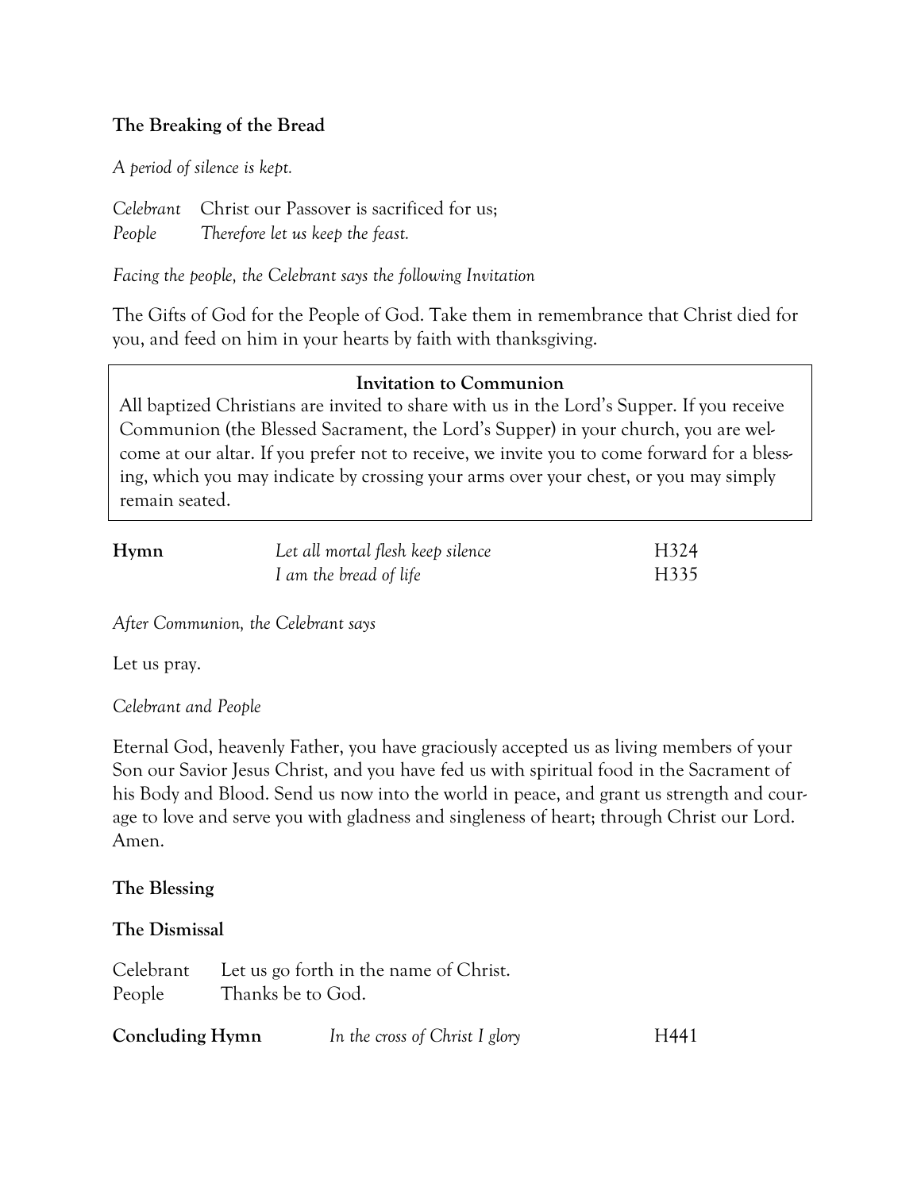**The Breaking of the Bread**

*A period of silence is kept.*

*Celebrant* Christ our Passover is sacrificed for us;
*People* *Therefore let us keep the feast.*

*Facing the people, the Celebrant says the following Invitation*

The Gifts of God for the People of God. Take them in remembrance that Christ died for you, and feed on him in your hearts by faith with thanksgiving.

> **Invitation to Communion**
> All baptized Christians are invited to share with us in the Lord's Supper. If you receive Communion (the Blessed Sacrament, the Lord's Supper) in your church, you are welcome at our altar. If you prefer not to receive, we invite you to come forward for a blessing, which you may indicate by crossing your arms over your chest, or you may simply remain seated.

| **Hymn** | *Let all mortal flesh keep silence* | H324 |
|---|---|---|
| | *I am the bread of life* | H335 |

*After Communion, the Celebrant says*

Let us pray.

*Celebrant and People*

Eternal God, heavenly Father, you have graciously accepted us as living members of your Son our Savior Jesus Christ, and you have fed us with spiritual food in the Sacrament of his Body and Blood. Send us now into the world in peace, and grant us strength and courage to love and serve you with gladness and singleness of heart; through Christ our Lord. Amen.

**The Blessing**

**The Dismissal**

Celebrant Let us go forth in the name of Christ.
People Thanks be to God.

**Concluding Hymn** *In the cross of Christ I glory* H441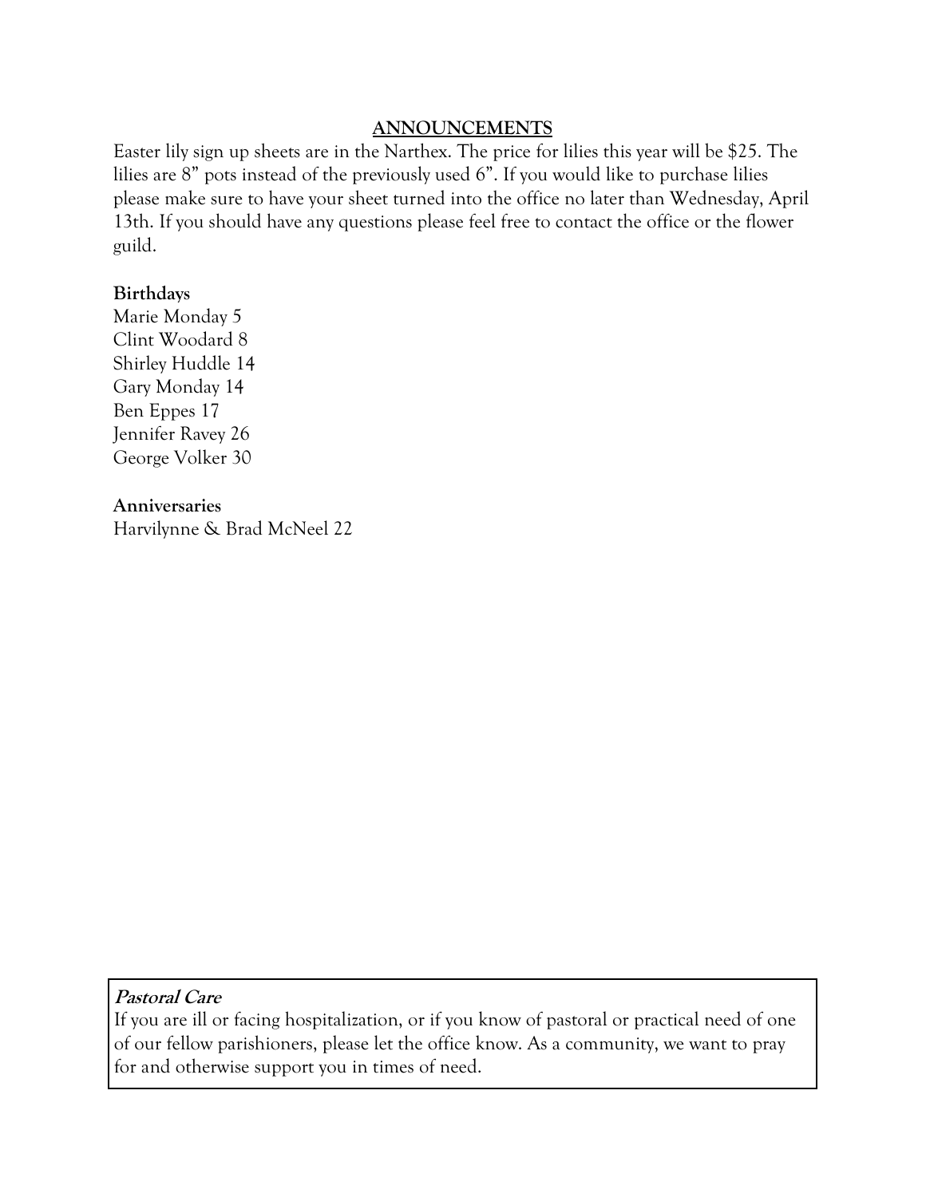## ANNOUNCEMENTS

Easter lily sign up sheets are in the Narthex. The price for lilies this year will be $25. The lilies are 8" pots instead of the previously used 6". If you would like to purchase lilies please make sure to have your sheet turned into the office no later than Wednesday, April 13th. If you should have any questions please feel free to contact the office or the flower guild.

**Birthdays**

Marie Monday 5
Clint Woodard 8
Shirley Huddle 14
Gary Monday 14
Ben Eppes 17
Jennifer Ravey 26
George Volker 30

**Anniversaries**

Harvilynne & Brad McNeel 22

***Pastoral Care***

If you are ill or facing hospitalization, or if you know of pastoral or practical need of one of our fellow parishioners, please let the office know. As a community, we want to pray for and otherwise support you in times of need.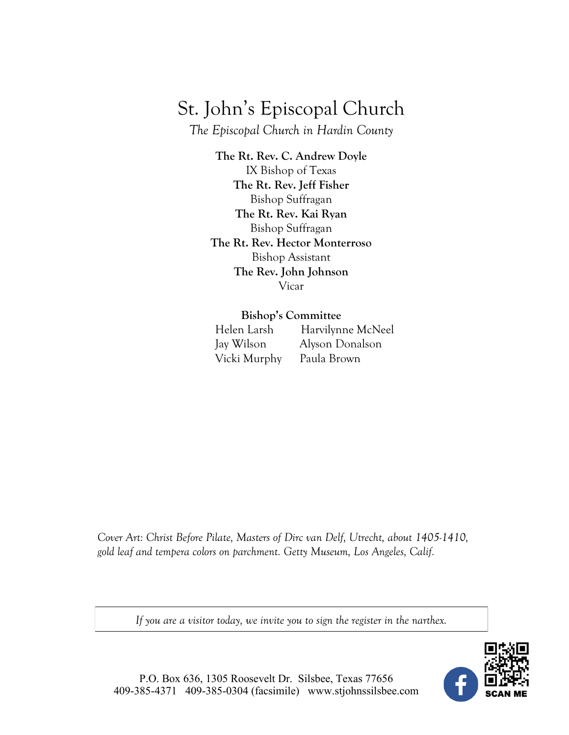# St. John's Episcopal Church

*The Episcopal Church in Hardin County*

**The Rt. Rev. C. Andrew Doyle**
IX Bishop of Texas
**The Rt. Rev. Jeff Fisher**
Bishop Suffragan
**The Rt. Rev. Kai Ryan**
Bishop Suffragan
**The Rt. Rev. Hector Monterroso**
Bishop Assistant
**The Rev. John Johnson**
Vicar

**Bishop's Committee**

| | |
|---|---|
| Helen Larsh | Harvilynne McNeel |
| Jay Wilson | Alyson Donalson |
| Vicki Murphy | Paula Brown |

*Cover Art: Christ Before Pilate, Masters of Dirc van Delf, Utrecht, about 1405-1410, gold leaf and tempera colors on parchment. Getty Museum, Los Angeles, Calif.*

*If you are a visitor today, we invite you to sign the register in the narthex.*

P.O. Box 636, 1305 Roosevelt Dr. Silsbee, Texas 77656
409-385-4371 409-385-0304 (facsimile) www.stjohnssilsbee.com

SCAN ME